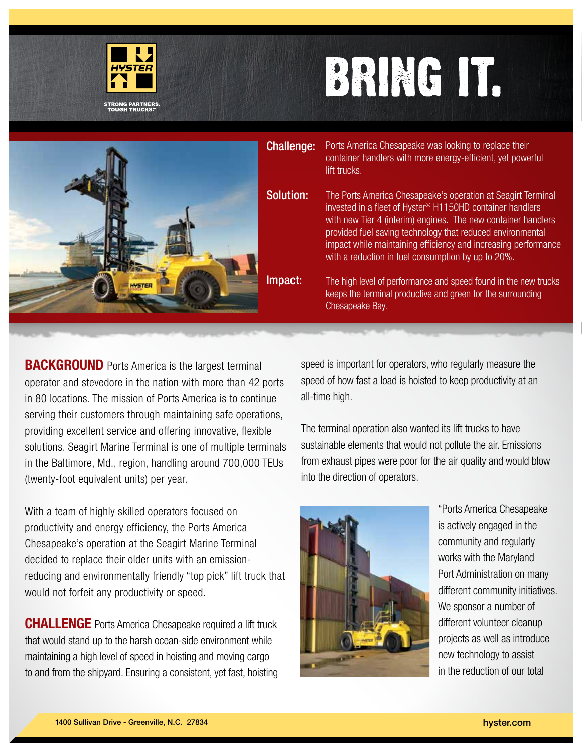HYSTER

STRONG PARTNERS. TOUGH TRUCKS.™

# BRING IT.

**Challenge:** Ports America Chesapeake was looking to replace their container handlers with more energy-efficient, yet powerful lift trucks.

**Solution:** The Ports America Chesapeake's operation at Seagirt Terminal invested in a fleet of Hyster® H1150HD container handlers with new Tier 4 (interim) engines. The new container handlers provided fuel saving technology that reduced environmental impact while maintaining efficiency and increasing performance with a reduction in fuel consumption by up to 20%.

**Impact:** The high level of performance and speed found in the new trucks keeps the terminal productive and green for the surrounding Chesapeake Bay.

**BACKGROUND** Ports America is the largest terminal operator and stevedore in the nation with more than 42 ports in 80 locations. The mission of Ports America is to continue serving their customers through maintaining safe operations, providing excellent service and offering innovative, flexible solutions. Seagirt Marine Terminal is one of multiple terminals in the Baltimore, Md., region, handling around 700,000 TEUs (twenty-foot equivalent units) per year.

With a team of highly skilled operators focused on productivity and energy efficiency, the Ports America Chesapeake's operation at the Seagirt Marine Terminal decided to replace their older units with an emission-reducing and environmentally friendly "top pick" lift truck that would not forfeit any productivity or speed.

**CHALLENGE** Ports America Chesapeake required a lift truck that would stand up to the harsh ocean-side environment while maintaining a high level of speed in hoisting and moving cargo to and from the shipyard. Ensuring a consistent, yet fast, hoisting speed is important for operators, who regularly measure the speed of how fast a load is hoisted to keep productivity at an all-time high.

The terminal operation also wanted its lift trucks to have sustainable elements that would not pollute the air. Emissions from exhaust pipes were poor for the air quality and would blow into the direction of operators.

"Ports America Chesapeake is actively engaged in the community and regularly works with the Maryland Port Administration on many different community initiatives. We sponsor a number of different volunteer cleanup projects as well as introduce new technology to assist in the reduction of our total

1400 Sullivan Drive - Greenville, N.C. 27834

hyster.com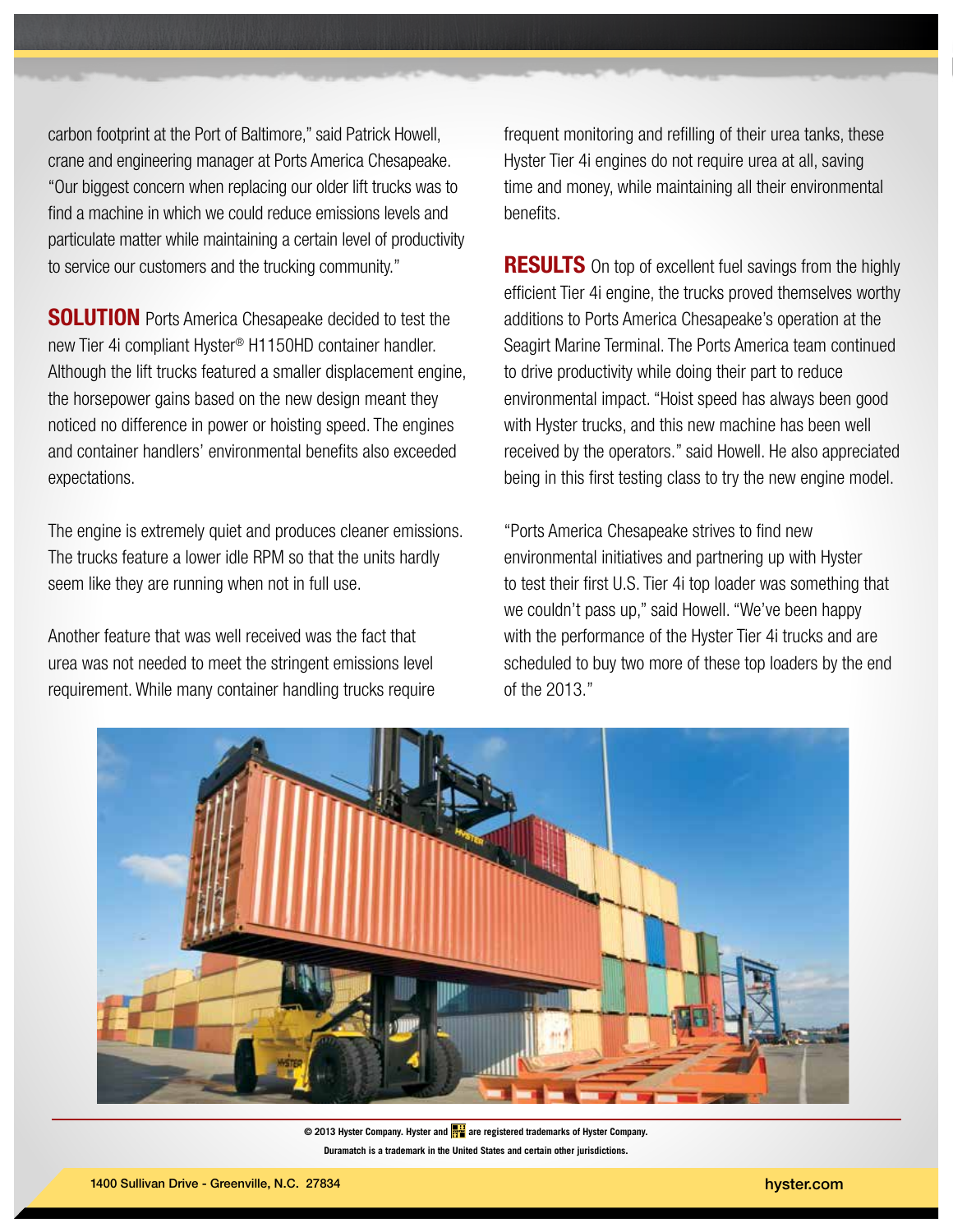carbon footprint at the Port of Baltimore," said Patrick Howell, crane and engineering manager at Ports America Chesapeake. "Our biggest concern when replacing our older lift trucks was to find a machine in which we could reduce emissions levels and particulate matter while maintaining a certain level of productivity to service our customers and the trucking community."

**SOLUTION** Ports America Chesapeake decided to test the new Tier 4i compliant Hyster® H1150HD container handler. Although the lift trucks featured a smaller displacement engine, the horsepower gains based on the new design meant they noticed no difference in power or hoisting speed. The engines and container handlers' environmental benefits also exceeded expectations.

The engine is extremely quiet and produces cleaner emissions. The trucks feature a lower idle RPM so that the units hardly seem like they are running when not in full use.

Another feature that was well received was the fact that urea was not needed to meet the stringent emissions level requirement. While many container handling trucks require frequent monitoring and refilling of their urea tanks, these Hyster Tier 4i engines do not require urea at all, saving time and money, while maintaining all their environmental benefits.

**RESULTS** On top of excellent fuel savings from the highly efficient Tier 4i engine, the trucks proved themselves worthy additions to Ports America Chesapeake's operation at the Seagirt Marine Terminal. The Ports America team continued to drive productivity while doing their part to reduce environmental impact. "Hoist speed has always been good with Hyster trucks, and this new machine has been well received by the operators." said Howell. He also appreciated being in this first testing class to try the new engine model.

"Ports America Chesapeake strives to find new environmental initiatives and partnering up with Hyster to test their first U.S. Tier 4i top loader was something that we couldn't pass up," said Howell. "We've been happy with the performance of the Hyster Tier 4i trucks and are scheduled to buy two more of these top loaders by the end of the 2013."

© 2013 Hyster Company. Hyster and are registered trademarks of Hyster Company.

Duramatch is a trademark in the United States and certain other jurisdictions.

1400 Sullivan Drive - Greenville, N.C. 27834

hyster.com